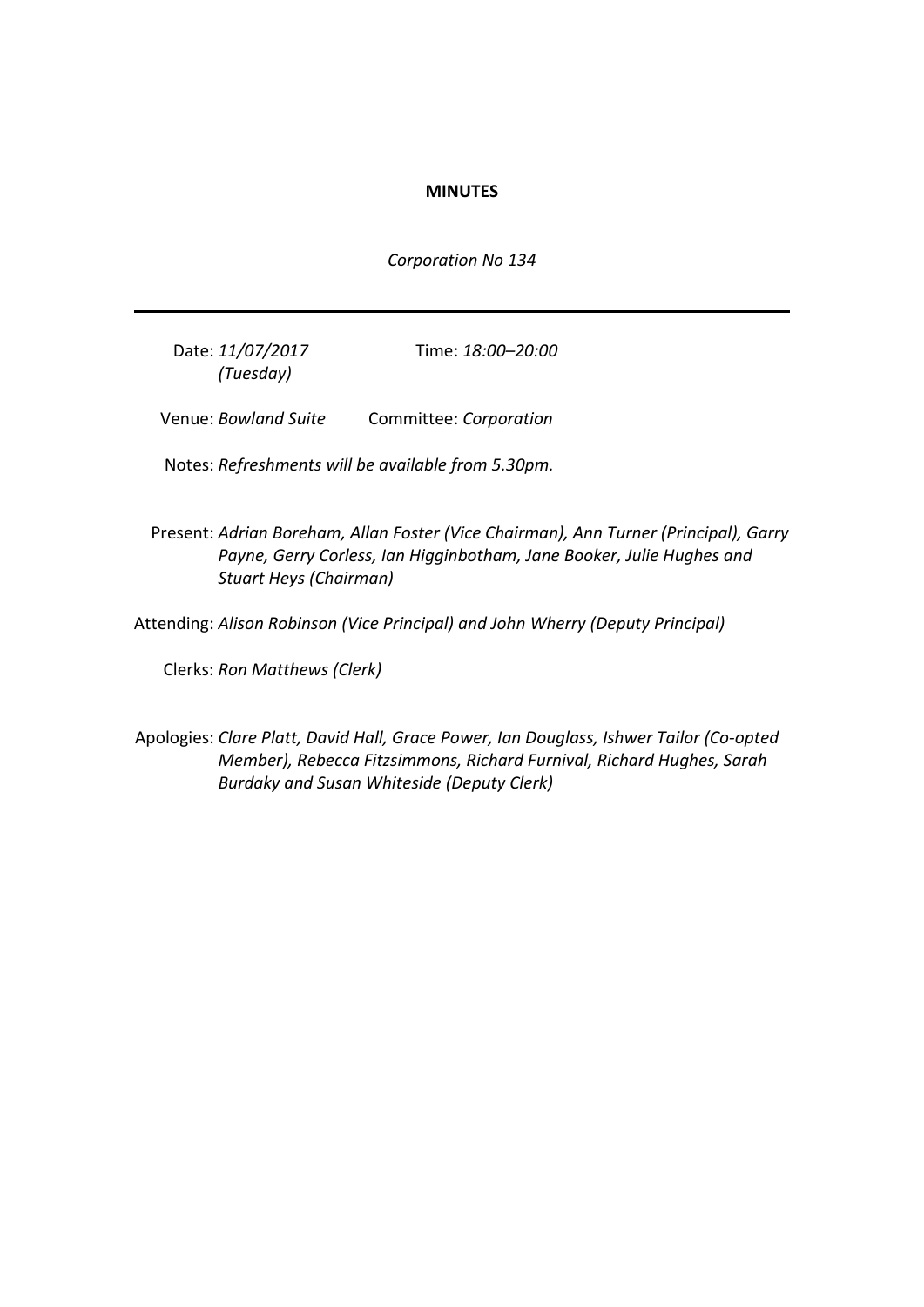**MINUTES**

*Corporation No 134*

---

Date: *11/07/2017 (Tuesday)* Time: *18:00–20:00*

Venue: *Bowland Suite* Committee: *Corporation*

Notes: *Refreshments will be available from 5.30pm.*

Present: *Adrian Boreham, Allan Foster (Vice Chairman), Ann Turner (Principal), Garry Payne, Gerry Corless, Ian Higginbotham, Jane Booker, Julie Hughes and Stuart Heys (Chairman)*

Attending: *Alison Robinson (Vice Principal) and John Wherry (Deputy Principal)*

Clerks: *Ron Matthews (Clerk)*

Apologies: *Clare Platt, David Hall, Grace Power, Ian Douglass, Ishwer Tailor (Co-opted Member), Rebecca Fitzsimmons, Richard Furnival, Richard Hughes, Sarah Burdaky and Susan Whiteside (Deputy Clerk)*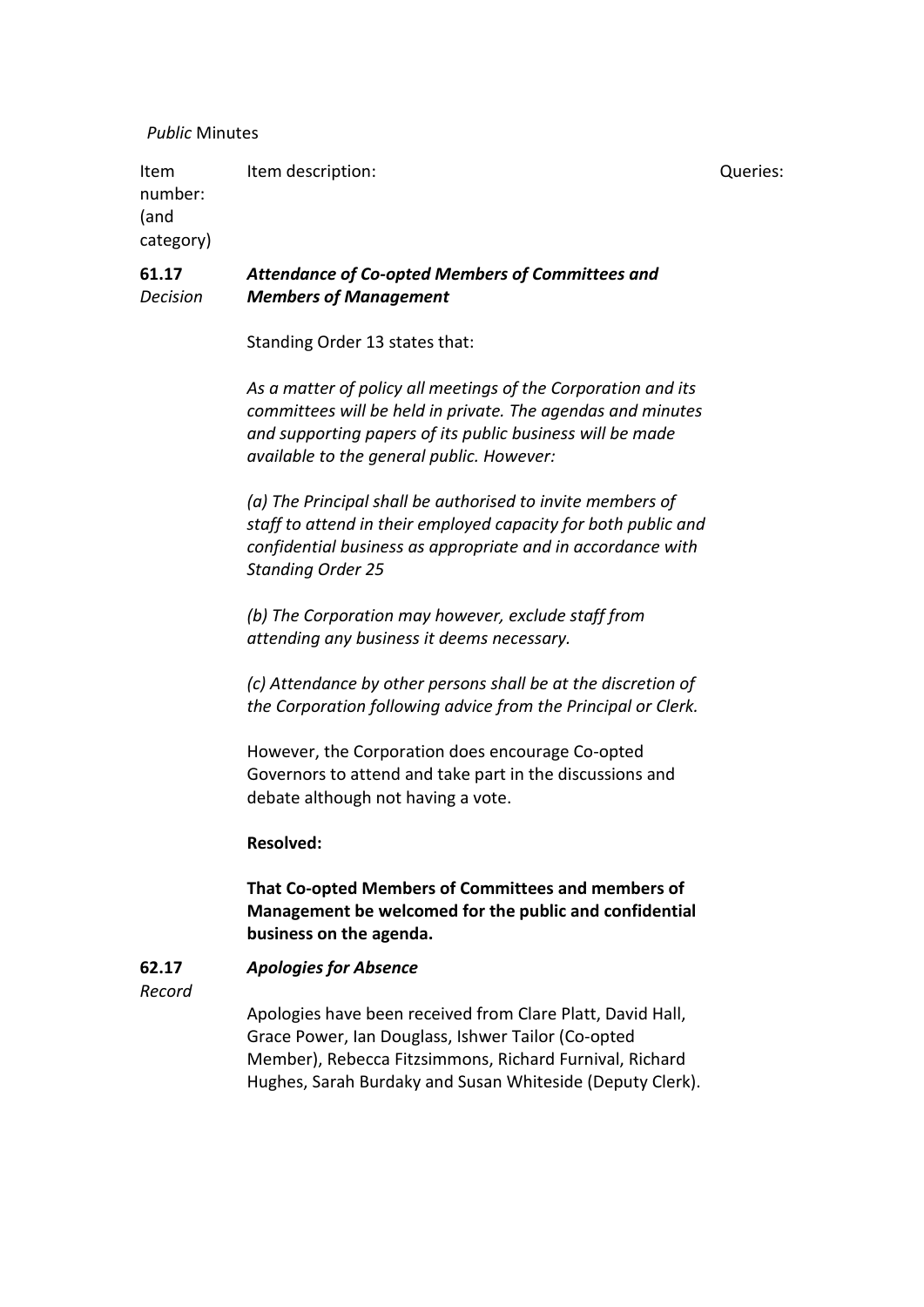*Public* Minutes

| Item number: (and category) | Item description: | Queries: |
|---|---|---|

**61.17**
*Decision*

***Attendance of Co-opted Members of Committees and Members of Management***

Standing Order 13 states that:

*As a matter of policy all meetings of the Corporation and its committees will be held in private. The agendas and minutes and supporting papers of its public business will be made available to the general public. However:*

*(a) The Principal shall be authorised to invite members of staff to attend in their employed capacity for both public and confidential business as appropriate and in accordance with Standing Order 25*

*(b) The Corporation may however, exclude staff from attending any business it deems necessary.*

*(c) Attendance by other persons shall be at the discretion of the Corporation following advice from the Principal or Clerk.*

However, the Corporation does encourage Co-opted Governors to attend and take part in the discussions and debate although not having a vote.

**Resolved:**

**That Co-opted Members of Committees and members of Management be welcomed for the public and confidential business on the agenda.**

**62.17**
*Record*

***Apologies for Absence***

Apologies have been received from Clare Platt, David Hall, Grace Power, Ian Douglass, Ishwer Tailor (Co-opted Member), Rebecca Fitzsimmons, Richard Furnival, Richard Hughes, Sarah Burdaky and Susan Whiteside (Deputy Clerk).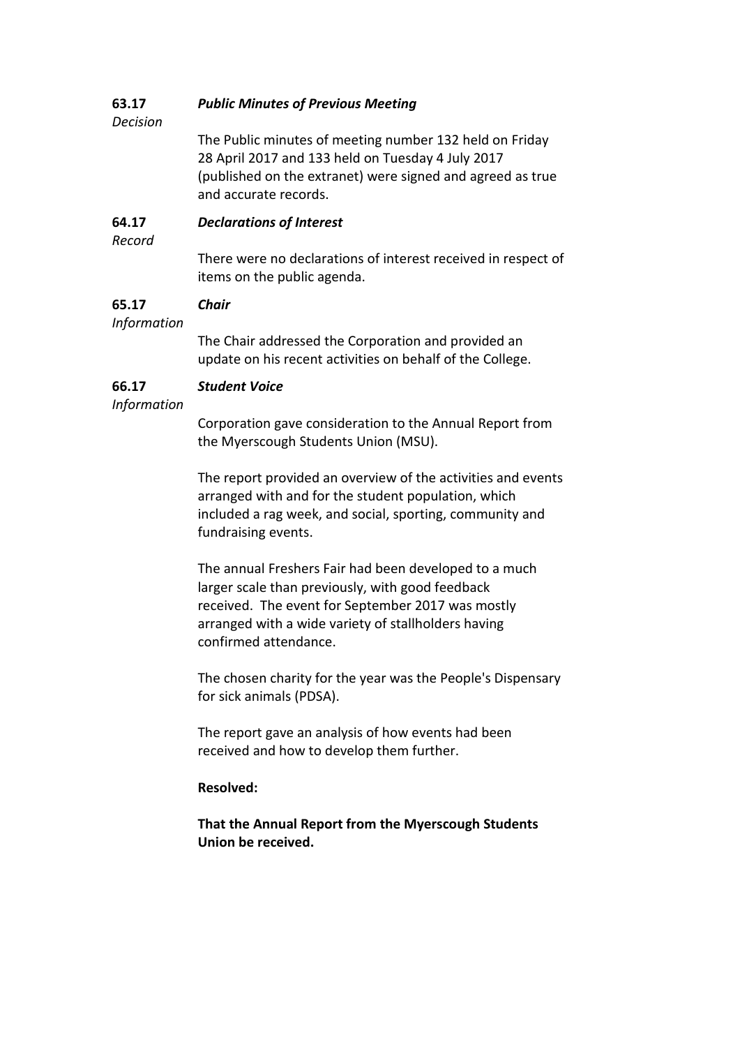**63.17** ***Public Minutes of Previous Meeting***
*Decision*

The Public minutes of meeting number 132 held on Friday 28 April 2017 and 133 held on Tuesday 4 July 2017 (published on the extranet) were signed and agreed as true and accurate records.

**64.17** ***Declarations of Interest***
*Record*

There were no declarations of interest received in respect of items on the public agenda.

**65.17** ***Chair***
*Information*

The Chair addressed the Corporation and provided an update on his recent activities on behalf of the College.

**66.17** ***Student Voice***
*Information*

Corporation gave consideration to the Annual Report from the Myerscough Students Union (MSU).

The report provided an overview of the activities and events arranged with and for the student population, which included a rag week, and social, sporting, community and fundraising events.

The annual Freshers Fair had been developed to a much larger scale than previously, with good feedback received. The event for September 2017 was mostly arranged with a wide variety of stallholders having confirmed attendance.

The chosen charity for the year was the People's Dispensary for sick animals (PDSA).

The report gave an analysis of how events had been received and how to develop them further.

**Resolved:**

**That the Annual Report from the Myerscough Students Union be received.**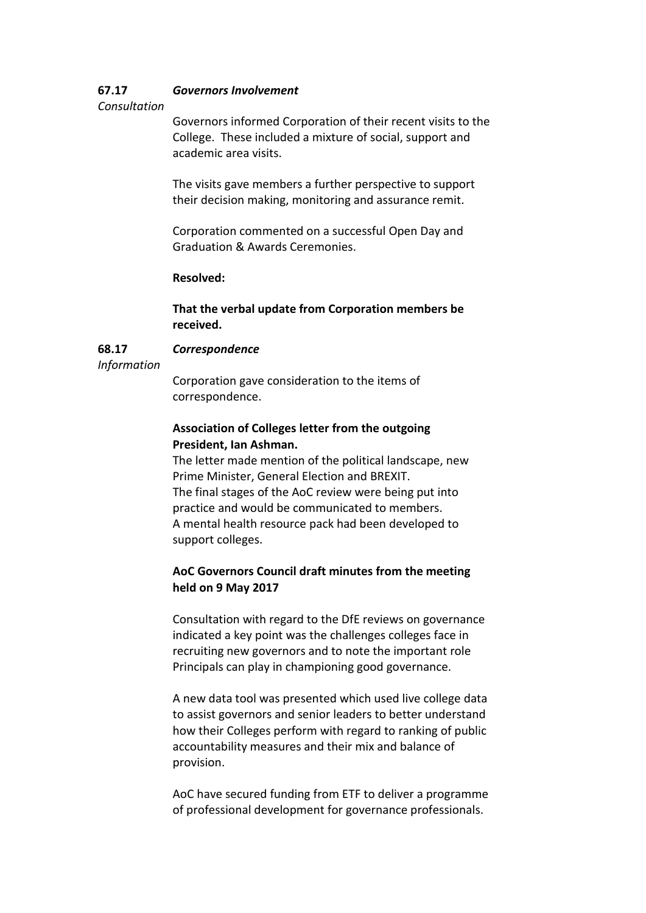**67.17** ***Governors Involvement***

*Consultation*

Governors informed Corporation of their recent visits to the College. These included a mixture of social, support and academic area visits.

The visits gave members a further perspective to support their decision making, monitoring and assurance remit.

Corporation commented on a successful Open Day and Graduation & Awards Ceremonies.

**Resolved:**

**That the verbal update from Corporation members be received.**

**68.17** ***Correspondence***

*Information*

Corporation gave consideration to the items of correspondence.

**Association of Colleges letter from the outgoing President, Ian Ashman.**

The letter made mention of the political landscape, new Prime Minister, General Election and BREXIT.
The final stages of the AoC review were being put into practice and would be communicated to members.
A mental health resource pack had been developed to support colleges.

**AoC Governors Council draft minutes from the meeting held on 9 May 2017**

Consultation with regard to the DfE reviews on governance indicated a key point was the challenges colleges face in recruiting new governors and to note the important role Principals can play in championing good governance.

A new data tool was presented which used live college data to assist governors and senior leaders to better understand how their Colleges perform with regard to ranking of public accountability measures and their mix and balance of provision.

AoC have secured funding from ETF to deliver a programme of professional development for governance professionals.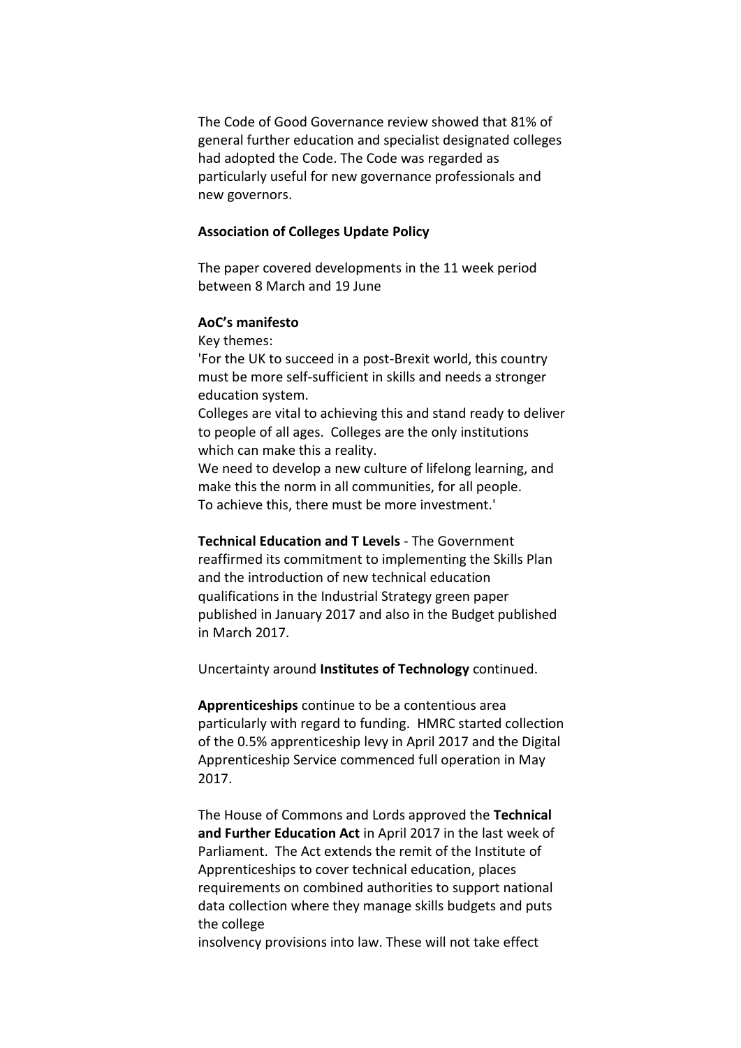The Code of Good Governance review showed that 81% of general further education and specialist designated colleges had adopted the Code. The Code was regarded as particularly useful for new governance professionals and new governors.

**Association of Colleges Update Policy**

The paper covered developments in the 11 week period between 8 March and 19 June

**AoC's manifesto**

Key themes:

'For the UK to succeed in a post-Brexit world, this country must be more self-sufficient in skills and needs a stronger education system.

Colleges are vital to achieving this and stand ready to deliver to people of all ages. Colleges are the only institutions which can make this a reality.

We need to develop a new culture of lifelong learning, and make this the norm in all communities, for all people.

To achieve this, there must be more investment.'

**Technical Education and T Levels** - The Government reaffirmed its commitment to implementing the Skills Plan and the introduction of new technical education qualifications in the Industrial Strategy green paper published in January 2017 and also in the Budget published in March 2017.

Uncertainty around **Institutes of Technology** continued.

**Apprenticeships** continue to be a contentious area particularly with regard to funding. HMRC started collection of the 0.5% apprenticeship levy in April 2017 and the Digital Apprenticeship Service commenced full operation in May 2017.

The House of Commons and Lords approved the **Technical and Further Education Act** in April 2017 in the last week of Parliament. The Act extends the remit of the Institute of Apprenticeships to cover technical education, places requirements on combined authorities to support national data collection where they manage skills budgets and puts the college insolvency provisions into law. These will not take effect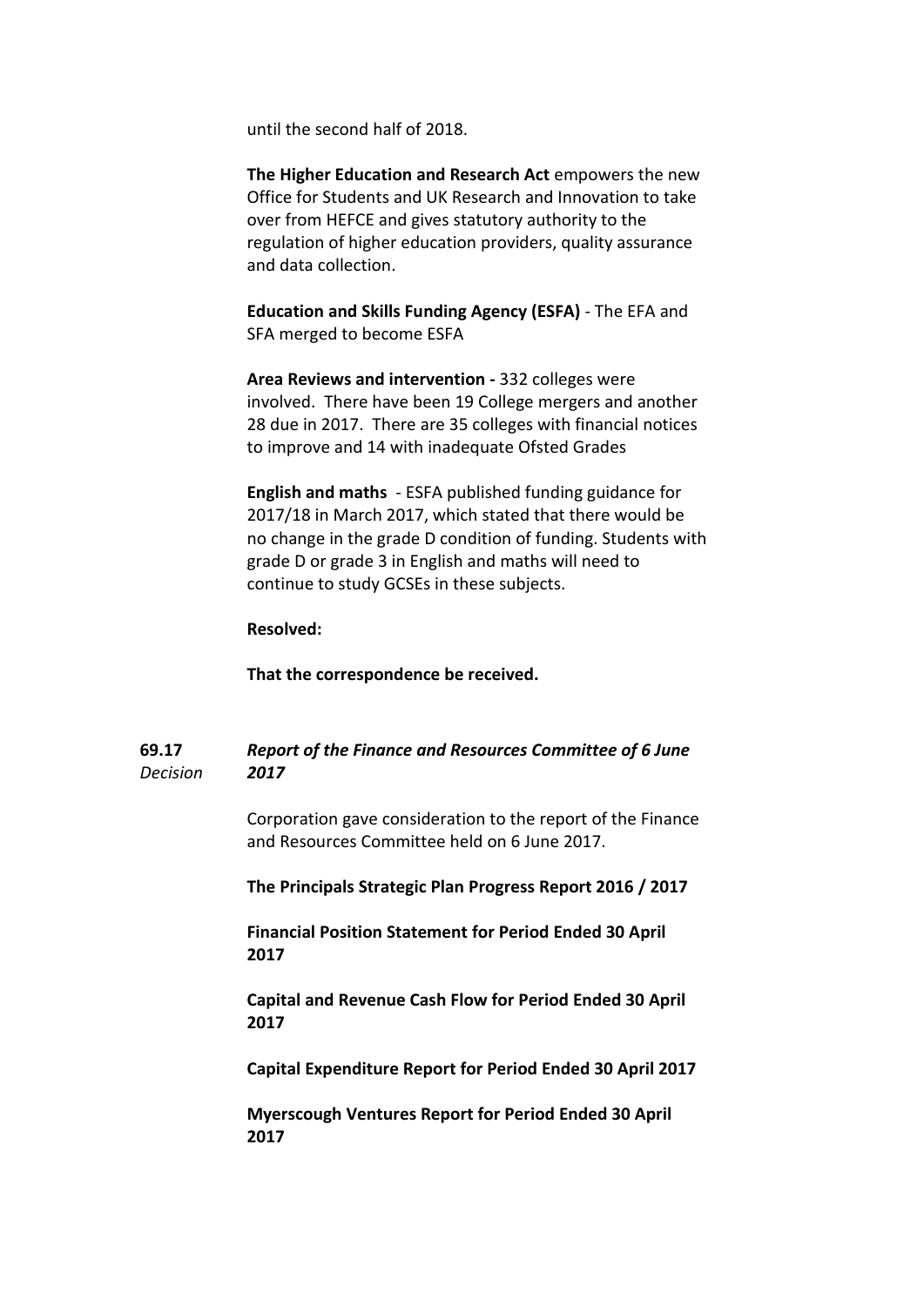until the second half of 2018.

**The Higher Education and Research Act** empowers the new Office for Students and UK Research and Innovation to take over from HEFCE and gives statutory authority to the regulation of higher education providers, quality assurance and data collection.

**Education and Skills Funding Agency (ESFA)** - The EFA and SFA merged to become ESFA

**Area Reviews and intervention -** 332 colleges were involved. There have been 19 College mergers and another 28 due in 2017. There are 35 colleges with financial notices to improve and 14 with inadequate Ofsted Grades

**English and maths** - ESFA published funding guidance for 2017/18 in March 2017, which stated that there would be no change in the grade D condition of funding. Students with grade D or grade 3 in English and maths will need to continue to study GCSEs in these subjects.

**Resolved:**

**That the correspondence be received.**

**69.17** *Decision* ***Report of the Finance and Resources Committee of 6 June 2017***

Corporation gave consideration to the report of the Finance and Resources Committee held on 6 June 2017.

**The Principals Strategic Plan Progress Report 2016 / 2017**

**Financial Position Statement for Period Ended 30 April 2017**

**Capital and Revenue Cash Flow for Period Ended 30 April 2017**

**Capital Expenditure Report for Period Ended 30 April 2017**

**Myerscough Ventures Report for Period Ended 30 April 2017**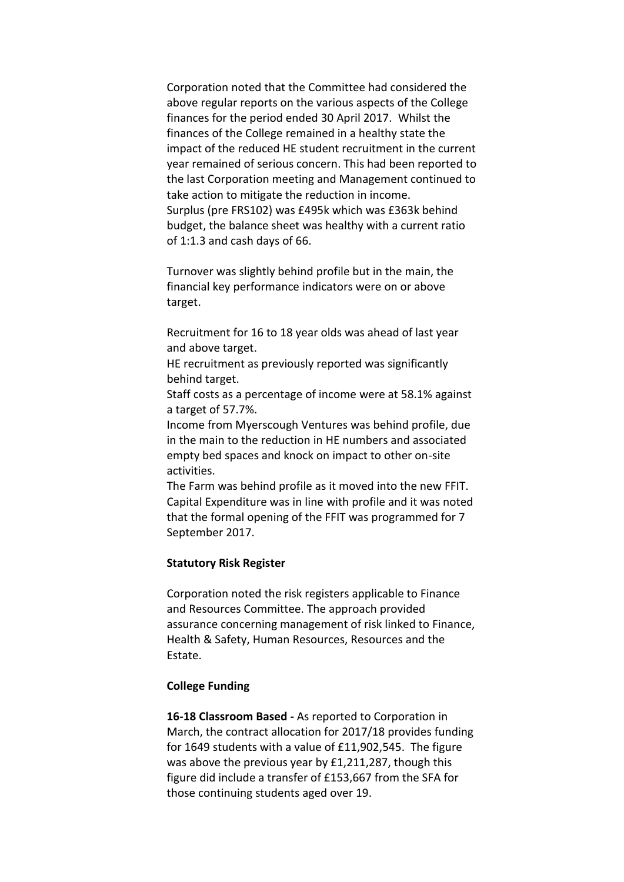Corporation noted that the Committee had considered the above regular reports on the various aspects of the College finances for the period ended 30 April 2017. Whilst the finances of the College remained in a healthy state the impact of the reduced HE student recruitment in the current year remained of serious concern. This had been reported to the last Corporation meeting and Management continued to take action to mitigate the reduction in income.
Surplus (pre FRS102) was £495k which was £363k behind budget, the balance sheet was healthy with a current ratio of 1:1.3 and cash days of 66.

Turnover was slightly behind profile but in the main, the financial key performance indicators were on or above target.

Recruitment for 16 to 18 year olds was ahead of last year and above target.
HE recruitment as previously reported was significantly behind target.
Staff costs as a percentage of income were at 58.1% against a target of 57.7%.
Income from Myerscough Ventures was behind profile, due in the main to the reduction in HE numbers and associated empty bed spaces and knock on impact to other on-site activities.
The Farm was behind profile as it moved into the new FFIT.
Capital Expenditure was in line with profile and it was noted that the formal opening of the FFIT was programmed for 7 September 2017.

**Statutory Risk Register**

Corporation noted the risk registers applicable to Finance and Resources Committee. The approach provided assurance concerning management of risk linked to Finance, Health & Safety, Human Resources, Resources and the Estate.

**College Funding**

**16-18 Classroom Based -** As reported to Corporation in March, the contract allocation for 2017/18 provides funding for 1649 students with a value of £11,902,545. The figure was above the previous year by £1,211,287, though this figure did include a transfer of £153,667 from the SFA for those continuing students aged over 19.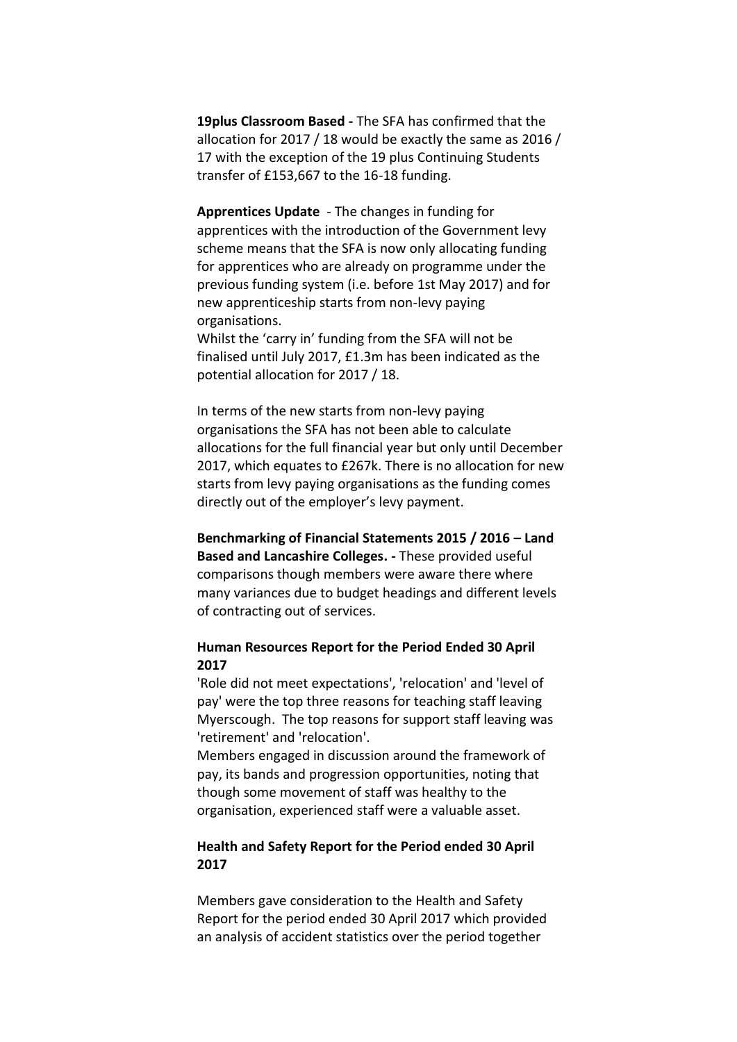**19plus Classroom Based -** The SFA has confirmed that the allocation for 2017 / 18 would be exactly the same as 2016 / 17 with the exception of the 19 plus Continuing Students transfer of £153,667 to the 16-18 funding.

**Apprentices Update** - The changes in funding for apprentices with the introduction of the Government levy scheme means that the SFA is now only allocating funding for apprentices who are already on programme under the previous funding system (i.e. before 1st May 2017) and for new apprenticeship starts from non-levy paying organisations.
Whilst the 'carry in' funding from the SFA will not be finalised until July 2017, £1.3m has been indicated as the potential allocation for 2017 / 18.

In terms of the new starts from non-levy paying organisations the SFA has not been able to calculate allocations for the full financial year but only until December 2017, which equates to £267k. There is no allocation for new starts from levy paying organisations as the funding comes directly out of the employer's levy payment.

**Benchmarking of Financial Statements 2015 / 2016 – Land Based and Lancashire Colleges. -** These provided useful comparisons though members were aware there where many variances due to budget headings and different levels of contracting out of services.

**Human Resources Report for the Period Ended 30 April 2017**

'Role did not meet expectations', 'relocation' and 'level of pay' were the top three reasons for teaching staff leaving Myerscough. The top reasons for support staff leaving was 'retirement' and 'relocation'.
Members engaged in discussion around the framework of pay, its bands and progression opportunities, noting that though some movement of staff was healthy to the organisation, experienced staff were a valuable asset.

**Health and Safety Report for the Period ended 30 April 2017**

Members gave consideration to the Health and Safety Report for the period ended 30 April 2017 which provided an analysis of accident statistics over the period together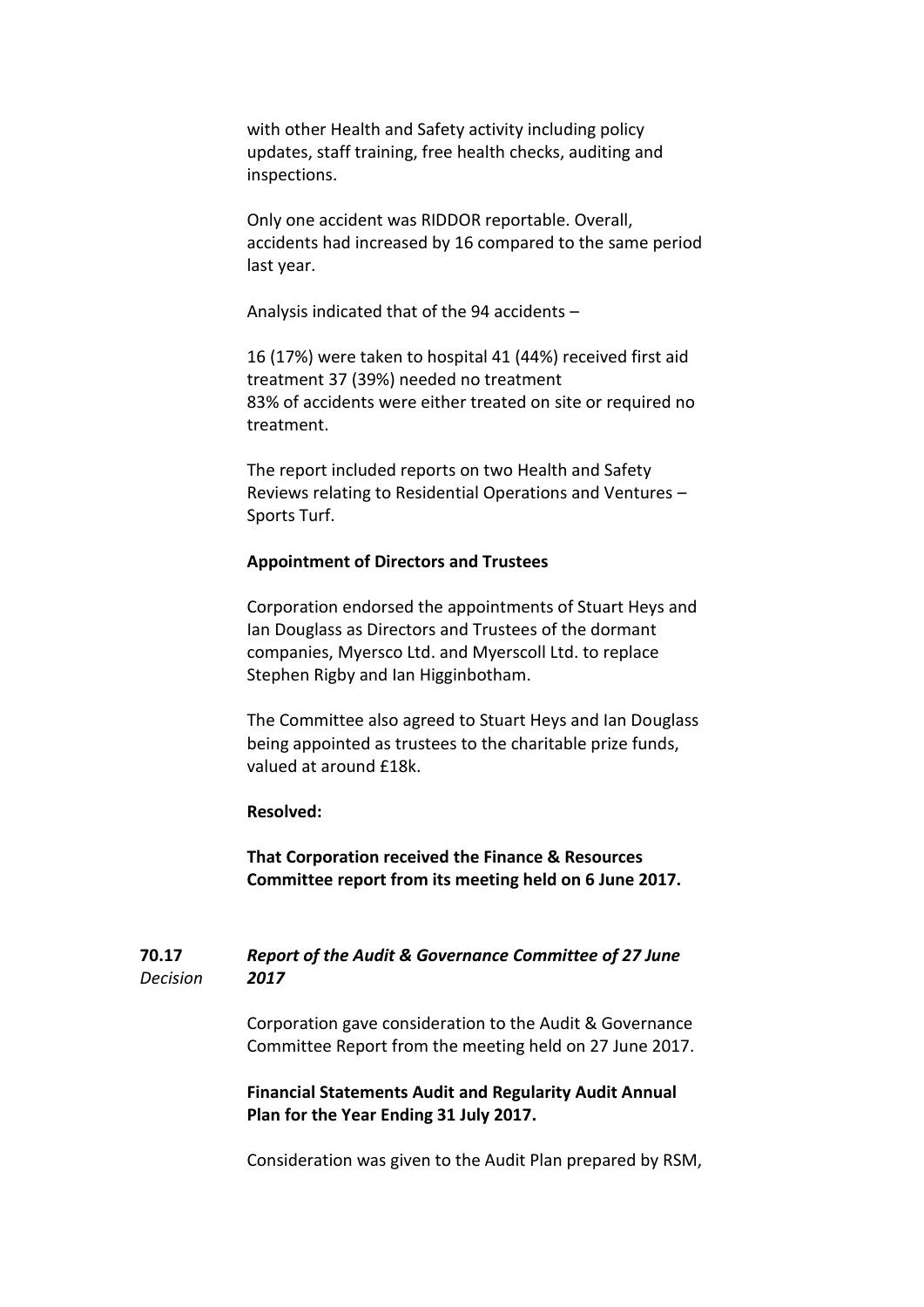with other Health and Safety activity including policy updates, staff training, free health checks, auditing and inspections.

Only one accident was RIDDOR reportable. Overall, accidents had increased by 16 compared to the same period last year.

Analysis indicated that of the 94 accidents –

16 (17%) were taken to hospital 41 (44%) received first aid treatment 37 (39%) needed no treatment
83% of accidents were either treated on site or required no treatment.

The report included reports on two Health and Safety Reviews relating to Residential Operations and Ventures – Sports Turf.

**Appointment of Directors and Trustees**

Corporation endorsed the appointments of Stuart Heys and Ian Douglass as Directors and Trustees of the dormant companies, Myersco Ltd. and Myerscoll Ltd. to replace Stephen Rigby and Ian Higginbotham.

The Committee also agreed to Stuart Heys and Ian Douglass being appointed as trustees to the charitable prize funds, valued at around £18k.

**Resolved:**

**That Corporation received the Finance & Resources Committee report from its meeting held on 6 June 2017.**

**70.17** *Decision* ***Report of the Audit & Governance Committee of 27 June 2017***

Corporation gave consideration to the Audit & Governance Committee Report from the meeting held on 27 June 2017.

**Financial Statements Audit and Regularity Audit Annual Plan for the Year Ending 31 July 2017.**

Consideration was given to the Audit Plan prepared by RSM,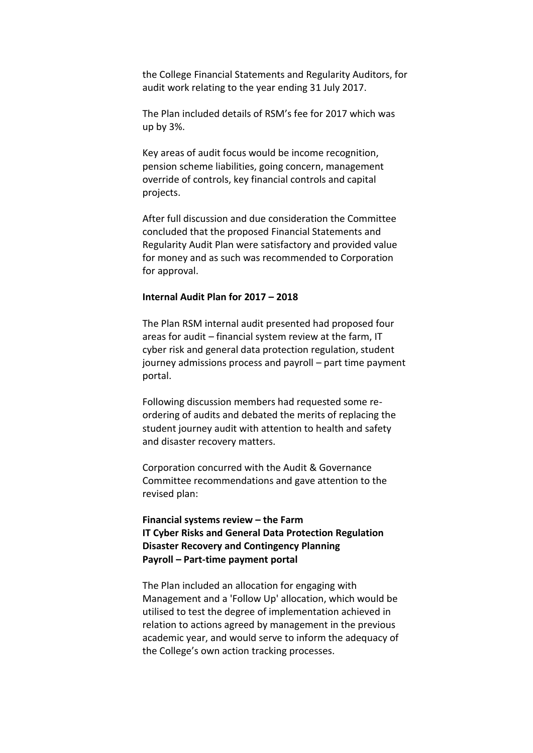the College Financial Statements and Regularity Auditors, for audit work relating to the year ending 31 July 2017.

The Plan included details of RSM's fee for 2017 which was up by 3%.

Key areas of audit focus would be income recognition, pension scheme liabilities, going concern, management override of controls, key financial controls and capital projects.

After full discussion and due consideration the Committee concluded that the proposed Financial Statements and Regularity Audit Plan were satisfactory and provided value for money and as such was recommended to Corporation for approval.

**Internal Audit Plan for 2017 – 2018**

The Plan RSM internal audit presented had proposed four areas for audit – financial system review at the farm, IT cyber risk and general data protection regulation, student journey admissions process and payroll – part time payment portal.

Following discussion members had requested some re-ordering of audits and debated the merits of replacing the student journey audit with attention to health and safety and disaster recovery matters.

Corporation concurred with the Audit & Governance Committee recommendations and gave attention to the revised plan:

**Financial systems review – the Farm**
**IT Cyber Risks and General Data Protection Regulation**
**Disaster Recovery and Contingency Planning**
**Payroll – Part-time payment portal**

The Plan included an allocation for engaging with Management and a 'Follow Up' allocation, which would be utilised to test the degree of implementation achieved in relation to actions agreed by management in the previous academic year, and would serve to inform the adequacy of the College's own action tracking processes.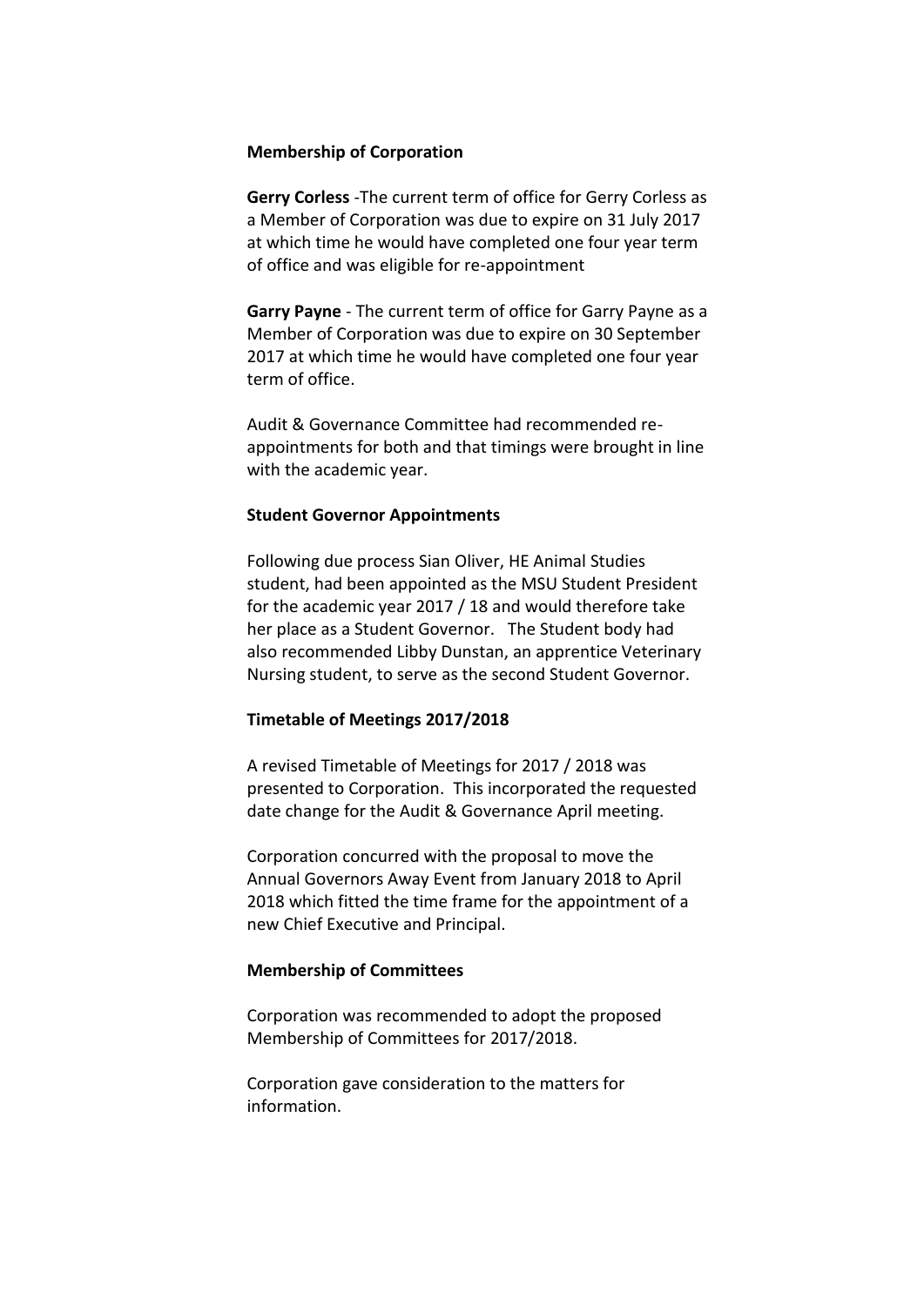**Membership of Corporation**

**Gerry Corless** -The current term of office for Gerry Corless as a Member of Corporation was due to expire on 31 July 2017 at which time he would have completed one four year term of office and was eligible for re-appointment

**Garry Payne** - The current term of office for Garry Payne as a Member of Corporation was due to expire on 30 September 2017 at which time he would have completed one four year term of office.

Audit & Governance Committee had recommended re-appointments for both and that timings were brought in line with the academic year.

**Student Governor Appointments**

Following due process Sian Oliver, HE Animal Studies student, had been appointed as the MSU Student President for the academic year 2017 / 18 and would therefore take her place as a Student Governor. The Student body had also recommended Libby Dunstan, an apprentice Veterinary Nursing student, to serve as the second Student Governor.

**Timetable of Meetings 2017/2018**

A revised Timetable of Meetings for 2017 / 2018 was presented to Corporation. This incorporated the requested date change for the Audit & Governance April meeting.

Corporation concurred with the proposal to move the Annual Governors Away Event from January 2018 to April 2018 which fitted the time frame for the appointment of a new Chief Executive and Principal.

**Membership of Committees**

Corporation was recommended to adopt the proposed Membership of Committees for 2017/2018.

Corporation gave consideration to the matters for information.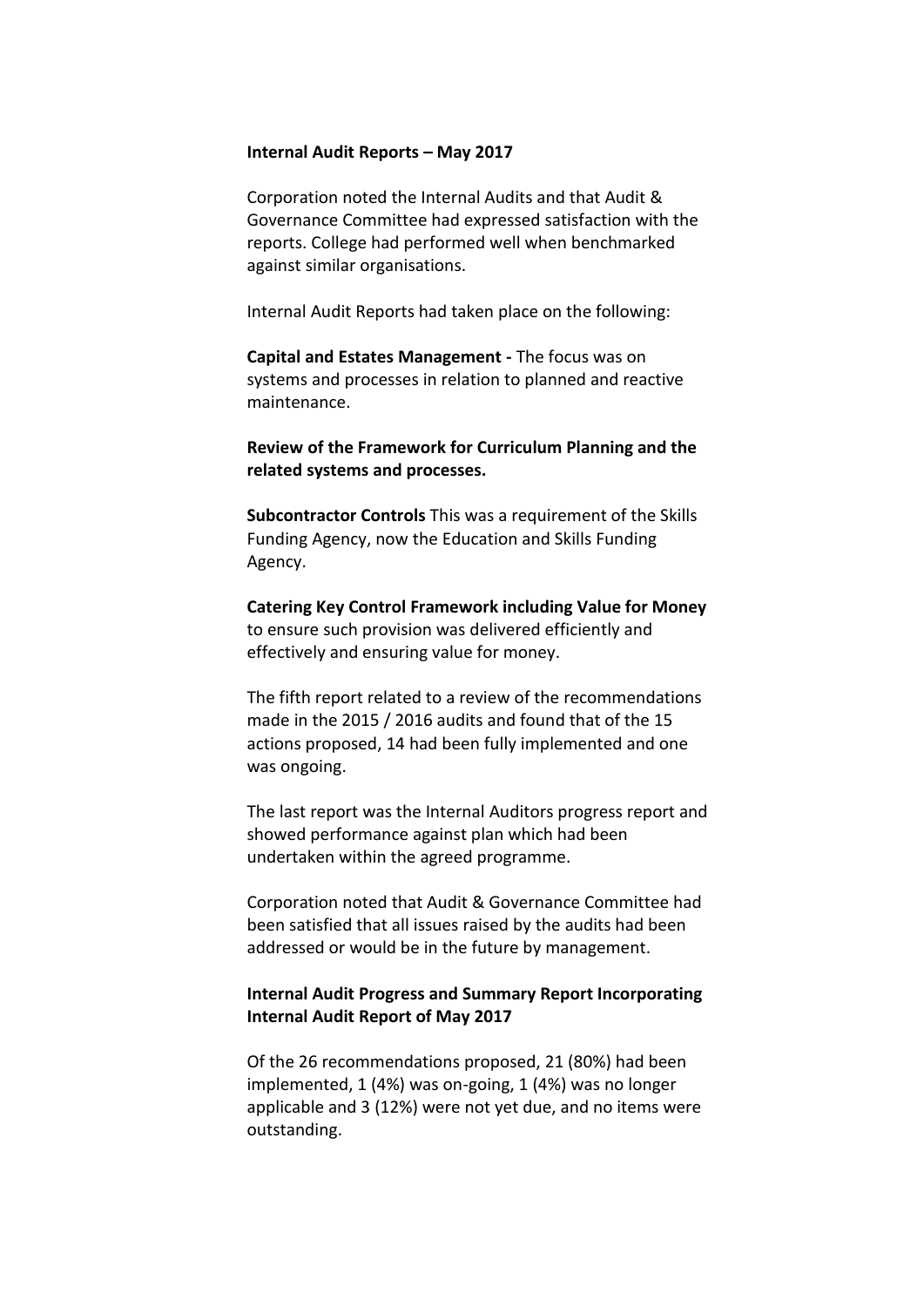**Internal Audit Reports – May 2017**

Corporation noted the Internal Audits and that Audit & Governance Committee had expressed satisfaction with the reports. College had performed well when benchmarked against similar organisations.

Internal Audit Reports had taken place on the following:

**Capital and Estates Management -** The focus was on systems and processes in relation to planned and reactive maintenance.

**Review of the Framework for Curriculum Planning and the related systems and processes.**

**Subcontractor Controls** This was a requirement of the Skills Funding Agency, now the Education and Skills Funding Agency.

**Catering Key Control Framework including Value for Money** to ensure such provision was delivered efficiently and effectively and ensuring value for money.

The fifth report related to a review of the recommendations made in the 2015 / 2016 audits and found that of the 15 actions proposed, 14 had been fully implemented and one was ongoing.

The last report was the Internal Auditors progress report and showed performance against plan which had been undertaken within the agreed programme.

Corporation noted that Audit & Governance Committee had been satisfied that all issues raised by the audits had been addressed or would be in the future by management.

**Internal Audit Progress and Summary Report Incorporating Internal Audit Report of May 2017**

Of the 26 recommendations proposed, 21 (80%) had been implemented, 1 (4%) was on-going, 1 (4%) was no longer applicable and 3 (12%) were not yet due, and no items were outstanding.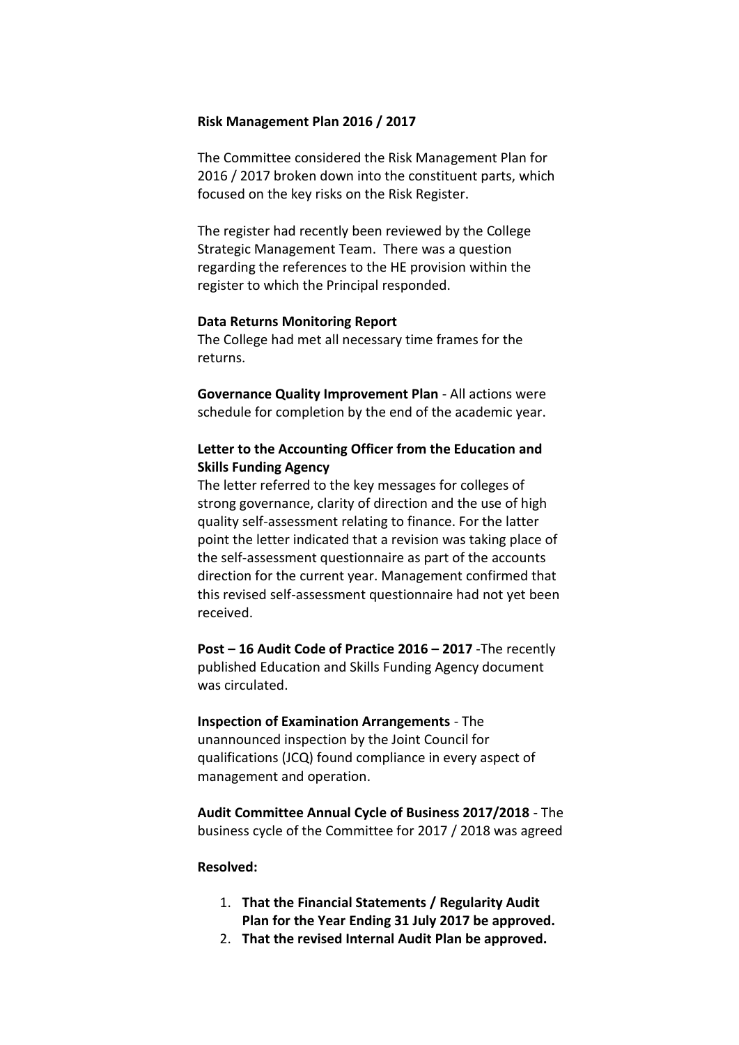**Risk Management Plan 2016 / 2017**

The Committee considered the Risk Management Plan for 2016 / 2017 broken down into the constituent parts, which focused on the key risks on the Risk Register.

The register had recently been reviewed by the College Strategic Management Team. There was a question regarding the references to the HE provision within the register to which the Principal responded.

**Data Returns Monitoring Report**
The College had met all necessary time frames for the returns.

**Governance Quality Improvement Plan** - All actions were schedule for completion by the end of the academic year.

**Letter to the Accounting Officer from the Education and Skills Funding Agency**
The letter referred to the key messages for colleges of strong governance, clarity of direction and the use of high quality self-assessment relating to finance. For the latter point the letter indicated that a revision was taking place of the self-assessment questionnaire as part of the accounts direction for the current year. Management confirmed that this revised self-assessment questionnaire had not yet been received.

**Post – 16 Audit Code of Practice 2016 – 2017** -The recently published Education and Skills Funding Agency document was circulated.

**Inspection of Examination Arrangements** - The unannounced inspection by the Joint Council for qualifications (JCQ) found compliance in every aspect of management and operation.

**Audit Committee Annual Cycle of Business 2017/2018** - The business cycle of the Committee for 2017 / 2018 was agreed

**Resolved:**

1. **That the Financial Statements / Regularity Audit Plan for the Year Ending 31 July 2017 be approved.**
2. **That the revised Internal Audit Plan be approved.**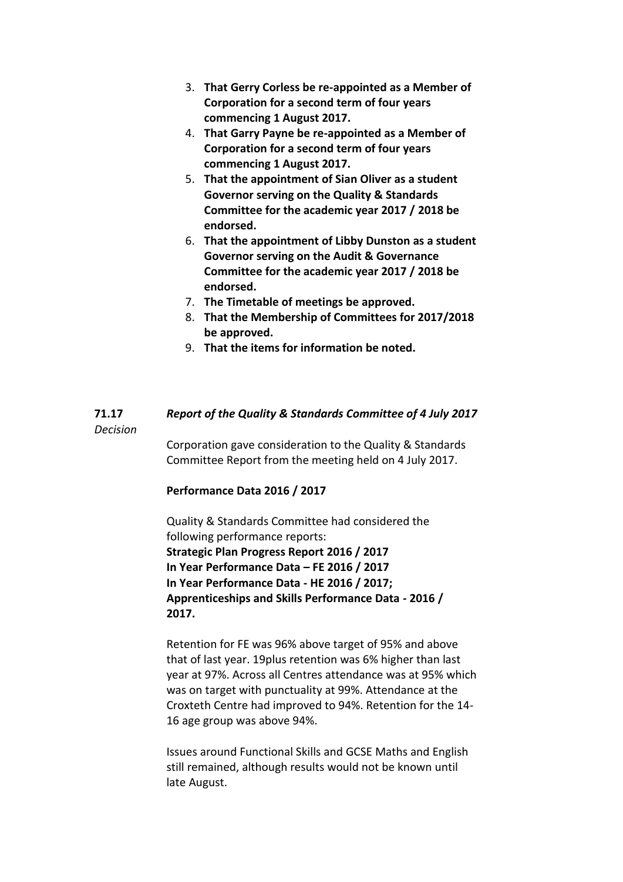3. **That Gerry Corless be re-appointed as a Member of Corporation for a second term of four years commencing 1 August 2017.**
4. **That Garry Payne be re-appointed as a Member of Corporation for a second term of four years commencing 1 August 2017.**
5. **That the appointment of Sian Oliver as a student Governor serving on the Quality & Standards Committee for the academic year 2017 / 2018 be endorsed.**
6. **That the appointment of Libby Dunston as a student Governor serving on the Audit & Governance Committee for the academic year 2017 / 2018 be endorsed.**
7. **The Timetable of meetings be approved.**
8. **That the Membership of Committees for 2017/2018 be approved.**
9. **That the items for information be noted.**

**71.17** *Decision*

***Report of the Quality & Standards Committee of 4 July 2017***

Corporation gave consideration to the Quality & Standards Committee Report from the meeting held on 4 July 2017.

**Performance Data 2016 / 2017**

Quality & Standards Committee had considered the following performance reports:
**Strategic Plan Progress Report 2016 / 2017**
**In Year Performance Data – FE 2016 / 2017**
**In Year Performance Data - HE 2016 / 2017;**
**Apprenticeships and Skills Performance Data - 2016 / 2017.**

Retention for FE was 96% above target of 95% and above that of last year. 19plus retention was 6% higher than last year at 97%. Across all Centres attendance was at 95% which was on target with punctuality at 99%. Attendance at the Croxteth Centre had improved to 94%. Retention for the 14-16 age group was above 94%.

Issues around Functional Skills and GCSE Maths and English still remained, although results would not be known until late August.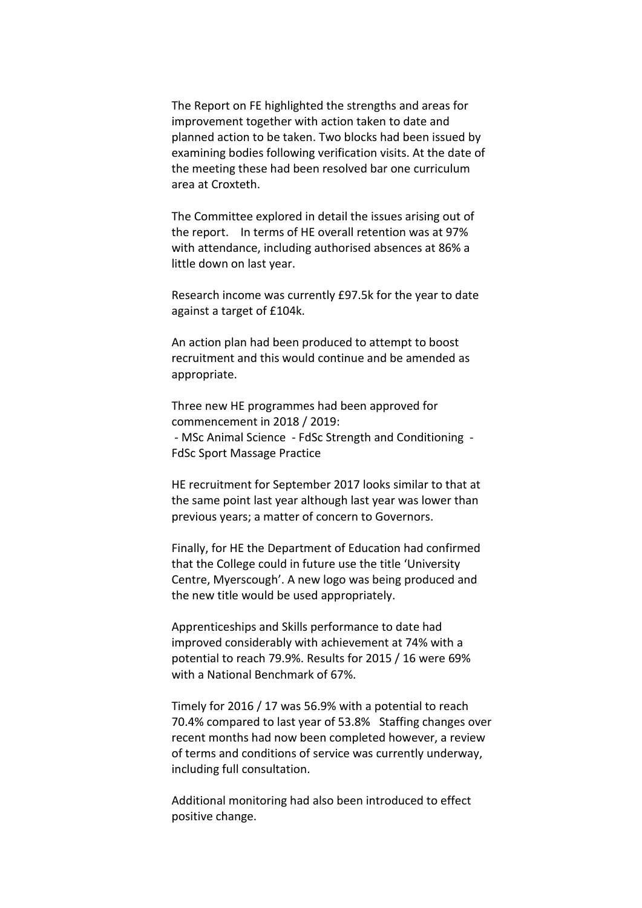The Report on FE highlighted the strengths and areas for improvement together with action taken to date and planned action to be taken. Two blocks had been issued by examining bodies following verification visits. At the date of the meeting these had been resolved bar one curriculum area at Croxteth.

The Committee explored in detail the issues arising out of the report. In terms of HE overall retention was at 97% with attendance, including authorised absences at 86% a little down on last year.

Research income was currently £97.5k for the year to date against a target of £104k.

An action plan had been produced to attempt to boost recruitment and this would continue and be amended as appropriate.

Three new HE programmes had been approved for commencement in 2018 / 2019:
- MSc Animal Science - FdSc Strength and Conditioning - FdSc Sport Massage Practice

HE recruitment for September 2017 looks similar to that at the same point last year although last year was lower than previous years; a matter of concern to Governors.

Finally, for HE the Department of Education had confirmed that the College could in future use the title 'University Centre, Myerscough'. A new logo was being produced and the new title would be used appropriately.

Apprenticeships and Skills performance to date had improved considerably with achievement at 74% with a potential to reach 79.9%. Results for 2015 / 16 were 69% with a National Benchmark of 67%.

Timely for 2016 / 17 was 56.9% with a potential to reach 70.4% compared to last year of 53.8% Staffing changes over recent months had now been completed however, a review of terms and conditions of service was currently underway, including full consultation.

Additional monitoring had also been introduced to effect positive change.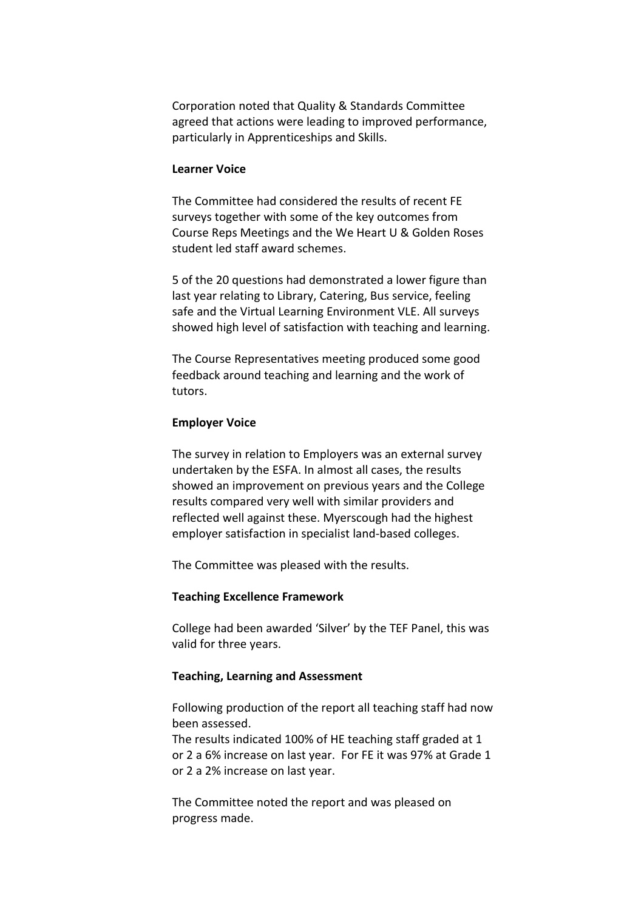Corporation noted that Quality & Standards Committee agreed that actions were leading to improved performance, particularly in Apprenticeships and Skills.

**Learner Voice**

The Committee had considered the results of recent FE surveys together with some of the key outcomes from Course Reps Meetings and the We Heart U & Golden Roses student led staff award schemes.

5 of the 20 questions had demonstrated a lower figure than last year relating to Library, Catering, Bus service, feeling safe and the Virtual Learning Environment VLE. All surveys showed high level of satisfaction with teaching and learning.

The Course Representatives meeting produced some good feedback around teaching and learning and the work of tutors.

**Employer Voice**

The survey in relation to Employers was an external survey undertaken by the ESFA. In almost all cases, the results showed an improvement on previous years and the College results compared very well with similar providers and reflected well against these. Myerscough had the highest employer satisfaction in specialist land-based colleges.

The Committee was pleased with the results.

**Teaching Excellence Framework**

College had been awarded 'Silver' by the TEF Panel, this was valid for three years.

**Teaching, Learning and Assessment**

Following production of the report all teaching staff had now been assessed.
The results indicated 100% of HE teaching staff graded at 1 or 2 a 6% increase on last year. For FE it was 97% at Grade 1 or 2 a 2% increase on last year.

The Committee noted the report and was pleased on progress made.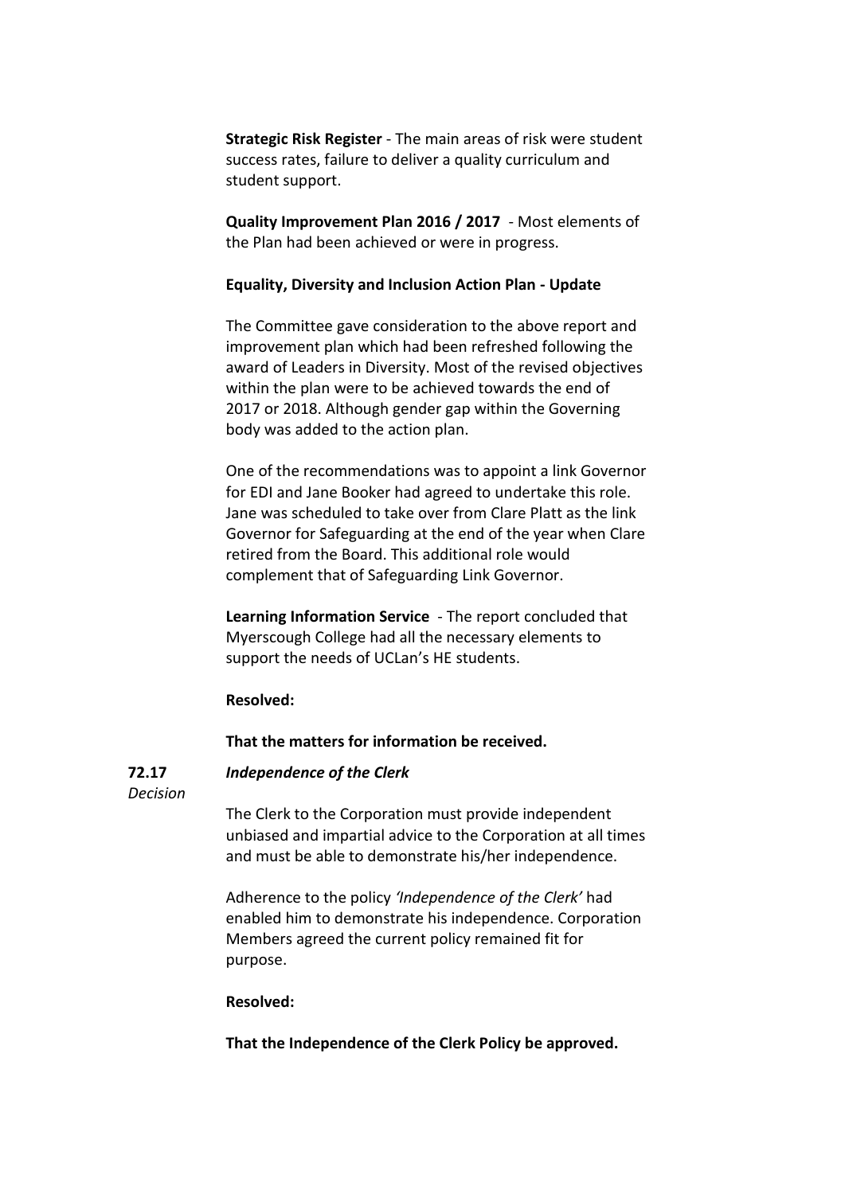**Strategic Risk Register** - The main areas of risk were student success rates, failure to deliver a quality curriculum and student support.

**Quality Improvement Plan 2016 / 2017** - Most elements of the Plan had been achieved or were in progress.

**Equality, Diversity and Inclusion Action Plan - Update**

The Committee gave consideration to the above report and improvement plan which had been refreshed following the award of Leaders in Diversity. Most of the revised objectives within the plan were to be achieved towards the end of 2017 or 2018. Although gender gap within the Governing body was added to the action plan.

One of the recommendations was to appoint a link Governor for EDI and Jane Booker had agreed to undertake this role. Jane was scheduled to take over from Clare Platt as the link Governor for Safeguarding at the end of the year when Clare retired from the Board. This additional role would complement that of Safeguarding Link Governor.

**Learning Information Service** - The report concluded that Myerscough College had all the necessary elements to support the needs of UCLan's HE students.

**Resolved:**

**That the matters for information be received.**

**72.17** *Decision*

***Independence of the Clerk***

The Clerk to the Corporation must provide independent unbiased and impartial advice to the Corporation at all times and must be able to demonstrate his/her independence.

Adherence to the policy *'Independence of the Clerk'* had enabled him to demonstrate his independence. Corporation Members agreed the current policy remained fit for purpose.

**Resolved:**

**That the Independence of the Clerk Policy be approved.**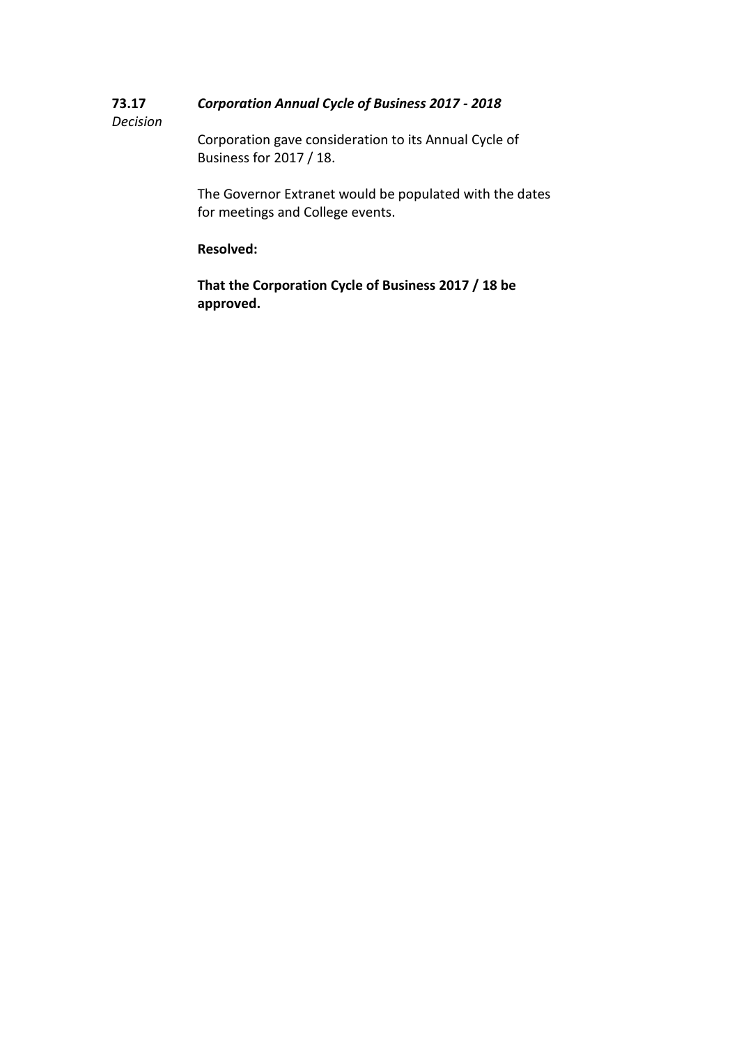**73.17** ***Corporation Annual Cycle of Business 2017 - 2018***

*Decision*

Corporation gave consideration to its Annual Cycle of Business for 2017 / 18.

The Governor Extranet would be populated with the dates for meetings and College events.

**Resolved:**

**That the Corporation Cycle of Business 2017 / 18 be approved.**